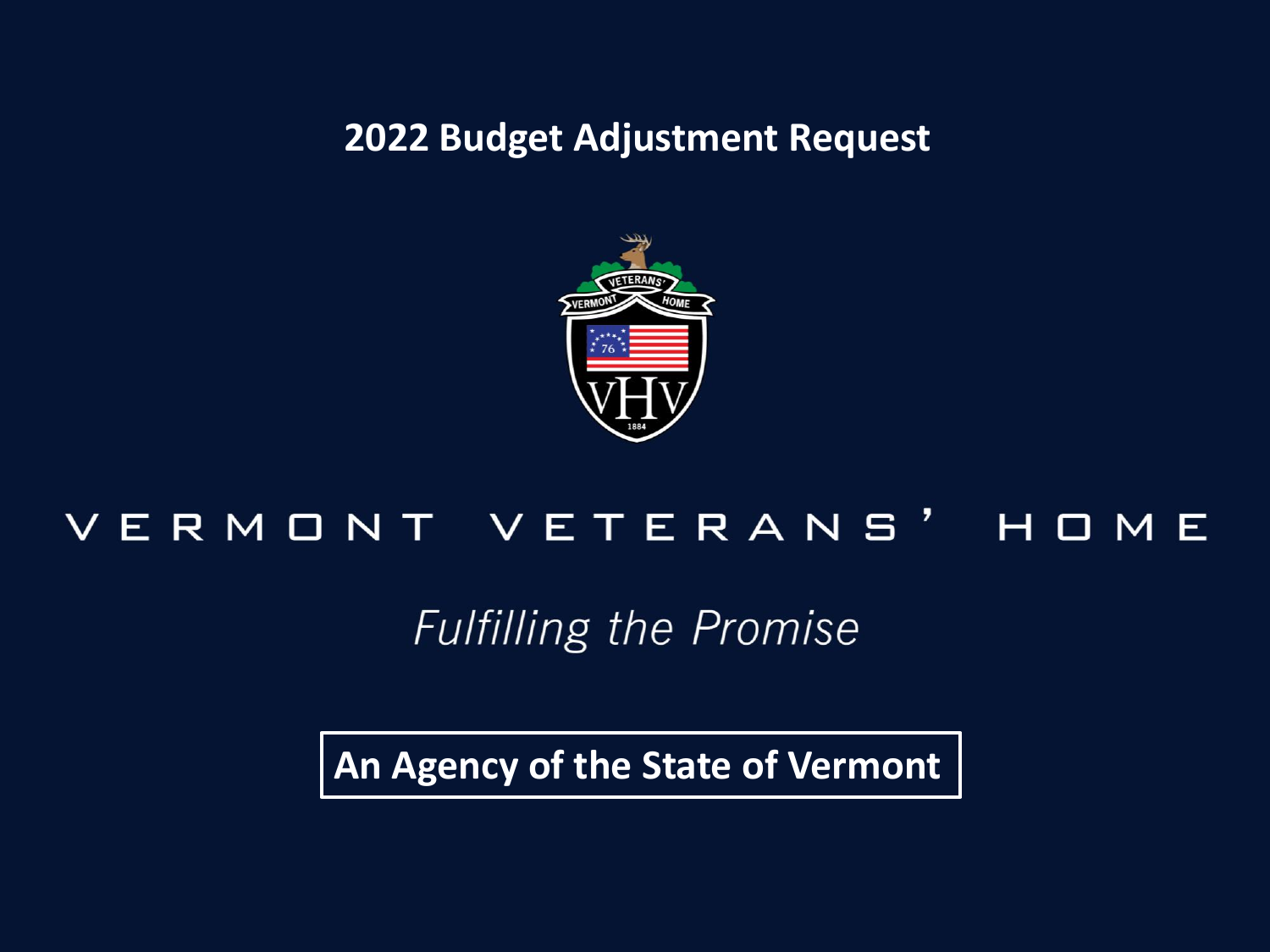# 2022 Budget Adjustment Request

VERMONT VETERANS' HOME

*Fulfilling the Promise*

**An Agency of the State of Vermont**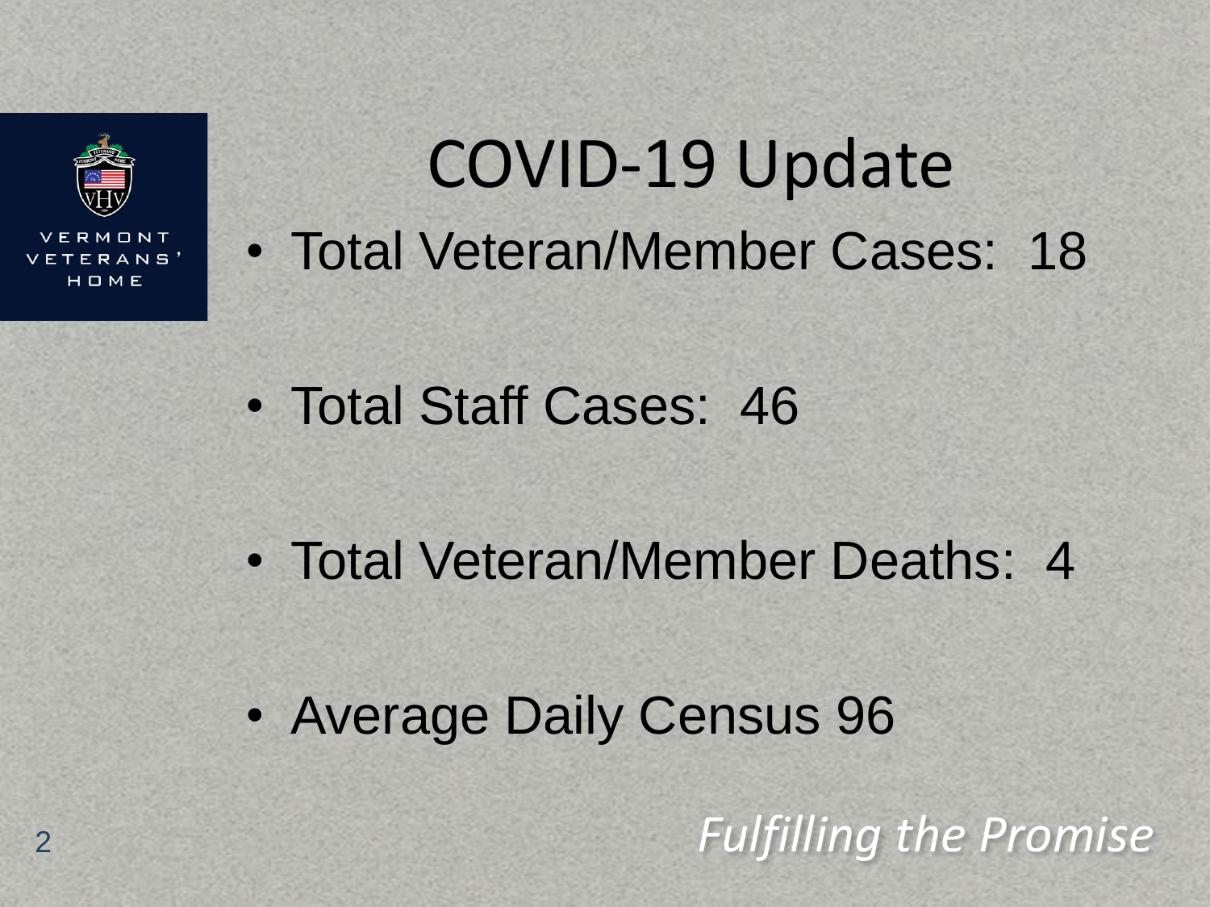# COVID-19 Update

- Total Veteran/Member Cases: 18
- Total Staff Cases: 46
- Total Veteran/Member Deaths: 4
- Average Daily Census 96

*Fulfilling the Promise*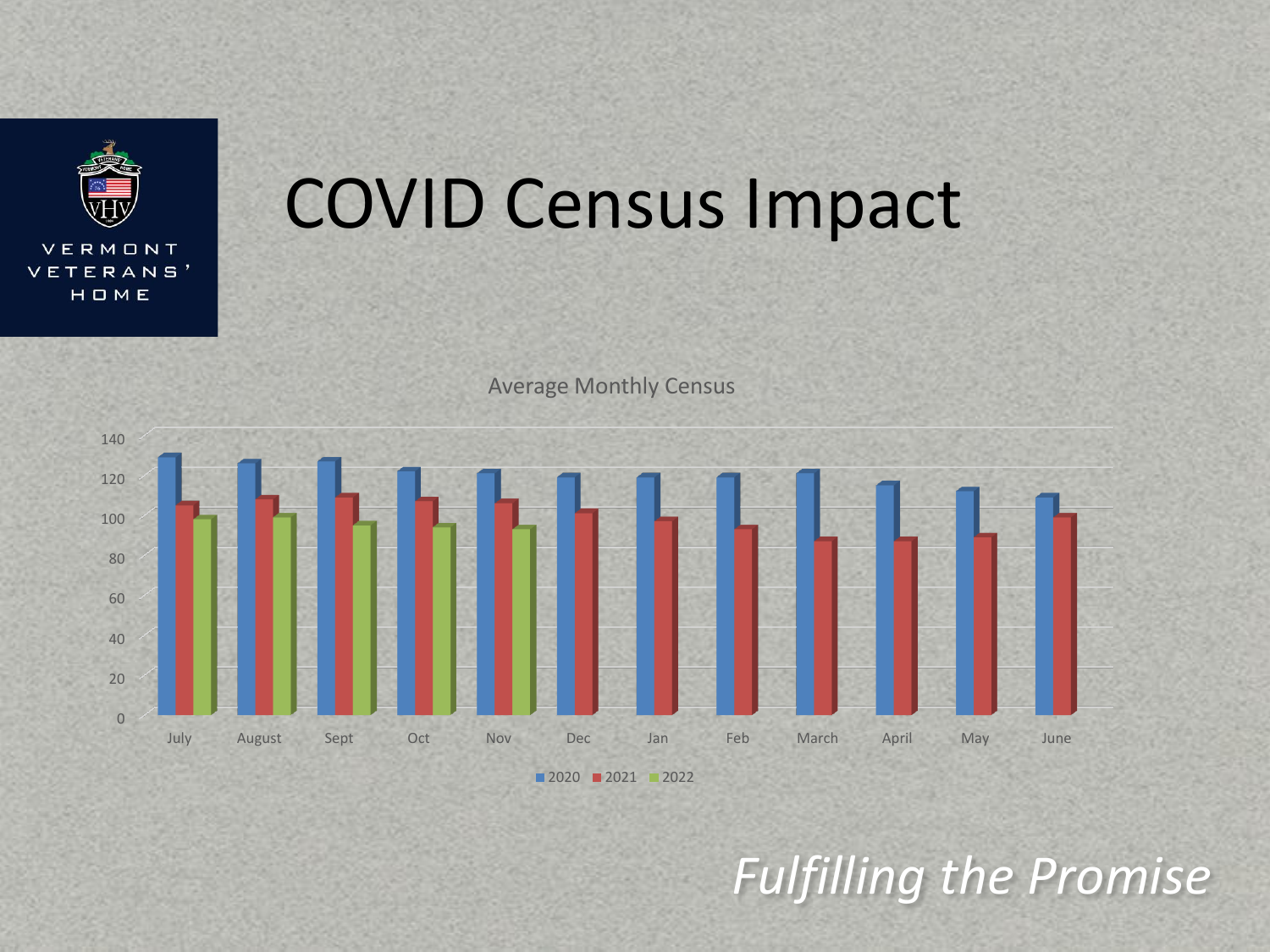# COVID Census Impact

Average Monthly Census

*Fulfilling the Promise*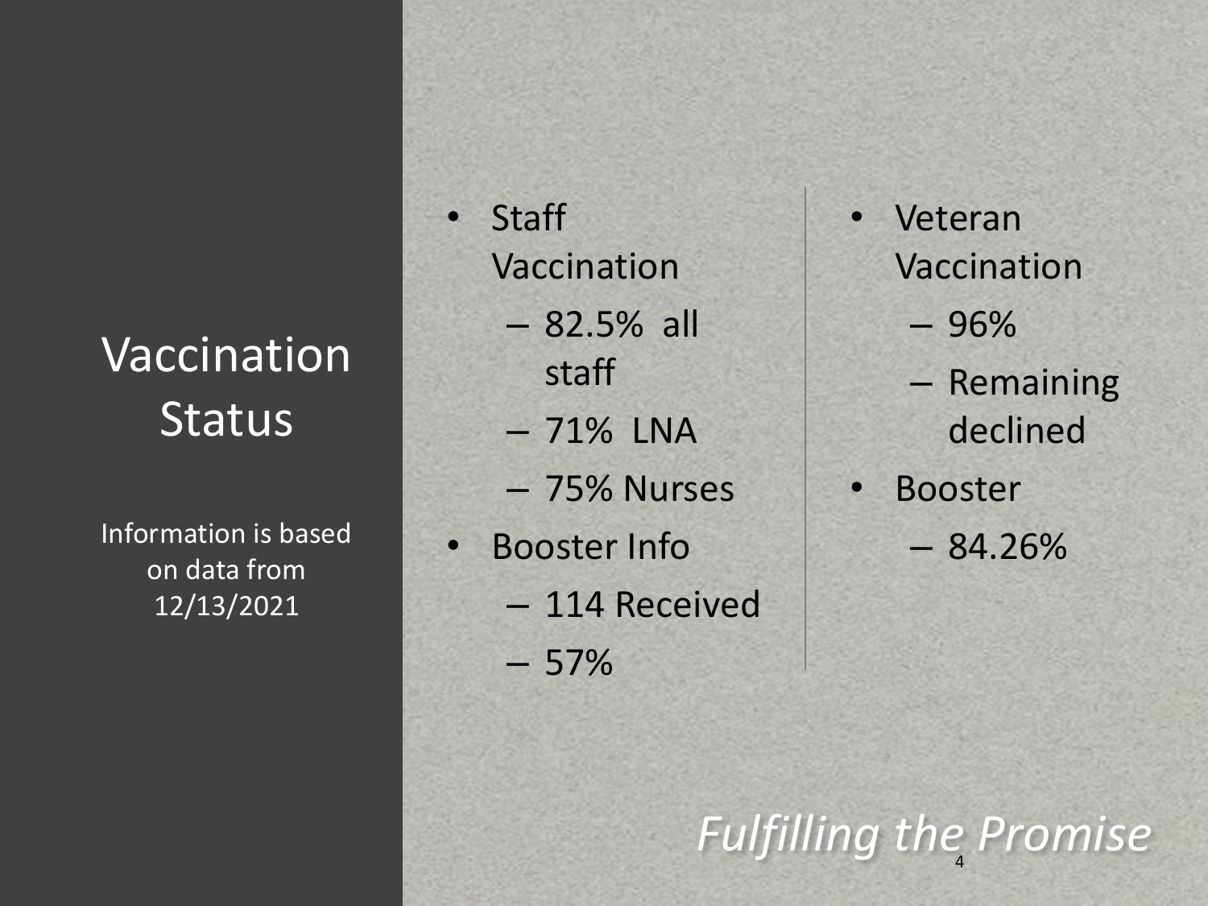# Vaccination Status

Information is based on data from 12/13/2021

- Staff Vaccination
  - 82.5% all staff
  - 71% LNA
  - 75% Nurses
- Booster Info
  - 114 Received
  - 57%

- Veteran Vaccination
  - 96%
  - Remaining declined
- Booster
  - 84.26%

*Fulfilling the Promise*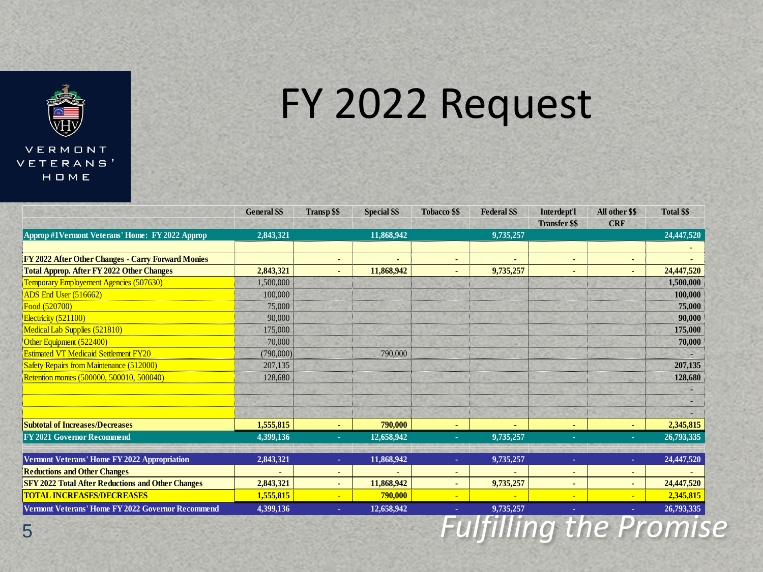VERMONT VETERANS' HOME

# FY 2022 Request

| | General $$ | Transp $$ | Special $$ | Tobacco $$ | Federal $$ | Interdept'l Transfer $$ | All other $$ CRF | Total $$ |
|---|---|---|---|---|---|---|---|---|
| **Approp #1Vermont Veterans' Home: FY 2022 Approp** | 2,843,321 | | 11,868,942 | | 9,735,257 | | | 24,447,520 |
| | | | | | | | | - |
| **FY 2022 After Other Changes - Carry Forward Monies** | | - | - | - | - | - | - | - |
| **Total Approp. After FY 2022 Other Changes** | **2,843,321** | - | **11,868,942** | - | **9,735,257** | - | - | **24,447,520** |
| Temporary Employement Agencies (507630) | 1,500,000 | | | | | | | **1,500,000** |
| ADS End User (516662) | 100,000 | | | | | | | **100,000** |
| Food (520700) | 75,000 | | | | | | | **75,000** |
| Electricity (521100) | 90,000 | | | | | | | **90,000** |
| Medical Lab Supplies (521810) | 175,000 | | | | | | | **175,000** |
| Other Equipment (522400) | 70,000 | | | | | | | **70,000** |
| Estimated VT Medicaid Settlement FY20 | (790,000) | | 790,000 | | | | | - |
| Safety Repairs from Maintenance (512000) | 207,135 | | | | | | | **207,135** |
| Retention monies (500000, 500010, 500040) | 128,680 | | | | | | | **128,680** |
| | | | | | | | | - |
| | | | | | | | | - |
| | | | | | | | | - |
| **Subtotal of Increases/Decreases** | **1,555,815** | - | **790,000** | - | - | - | - | **2,345,815** |
| **FY 2021 Governor Recommend** | **4,399,136** | - | **12,658,942** | - | **9,735,257** | - | - | **26,793,335** |
| | | | | | | | | |
| **Vermont Veterans' Home FY 2022 Appropriation** | **2,843,321** | - | **11,868,942** | - | **9,735,257** | - | - | **24,447,520** |
| **Reductions and Other Changes** | - | - | - | - | - | - | - | - |
| **SFY 2022 Total After Reductions and Other Changes** | **2,843,321** | - | **11,868,942** | - | **9,735,257** | - | - | **24,447,520** |
| **TOTAL INCREASES/DECREASES** | **1,555,815** | - | **790,000** | - | - | - | - | **2,345,815** |
| **Vermont Veterans' Home FY 2022 Governor Recommend** | **4,399,136** | - | **12,658,942** | - | **9,735,257** | - | - | **26,793,335** |

*Fulfilling the Promise*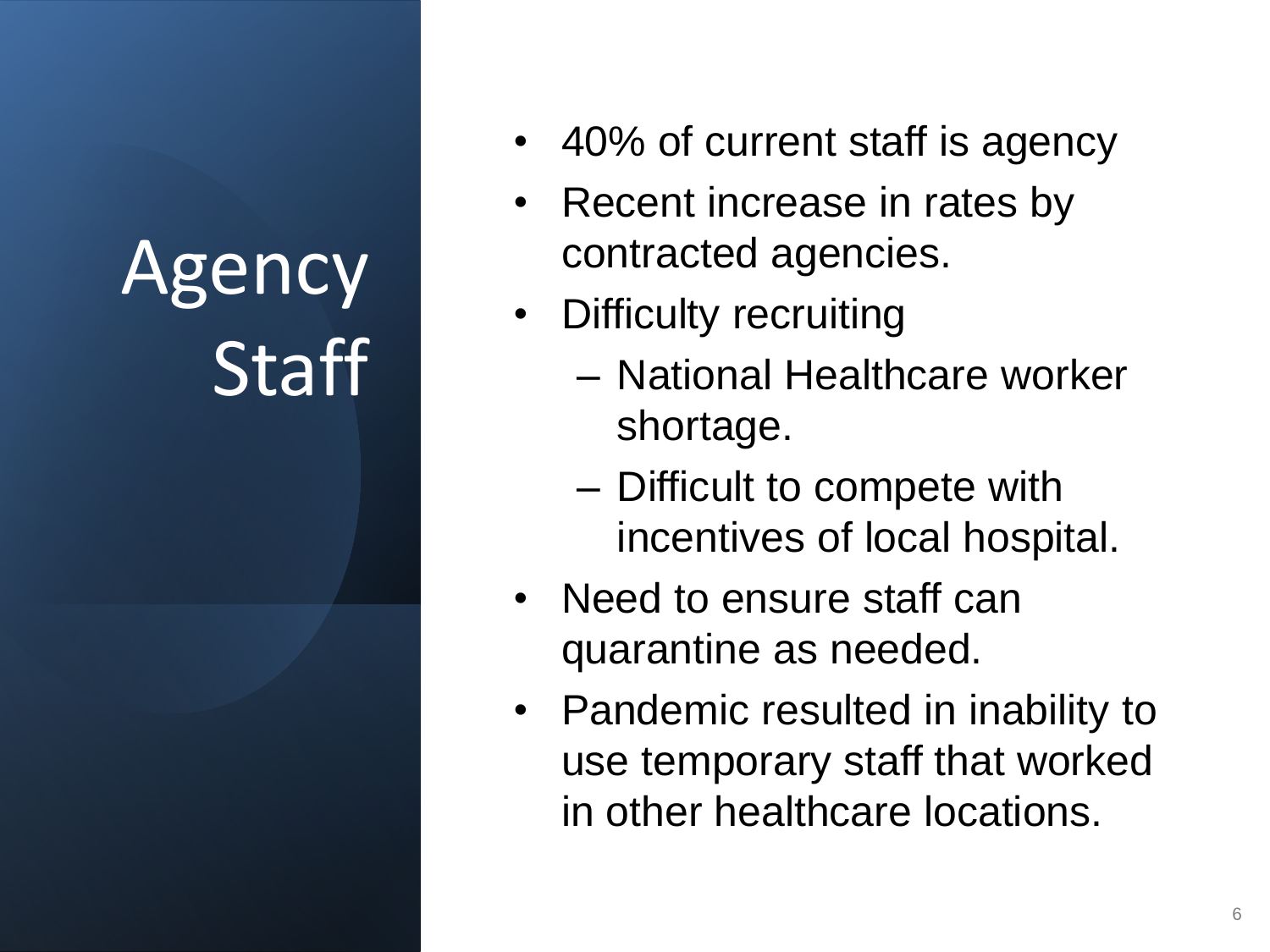# Agency Staff

- 40% of current staff is agency
- Recent increase in rates by contracted agencies.
- Difficulty recruiting
  - National Healthcare worker shortage.
  - Difficult to compete with incentives of local hospital.
- Need to ensure staff can quarantine as needed.
- Pandemic resulted in inability to use temporary staff that worked in other healthcare locations.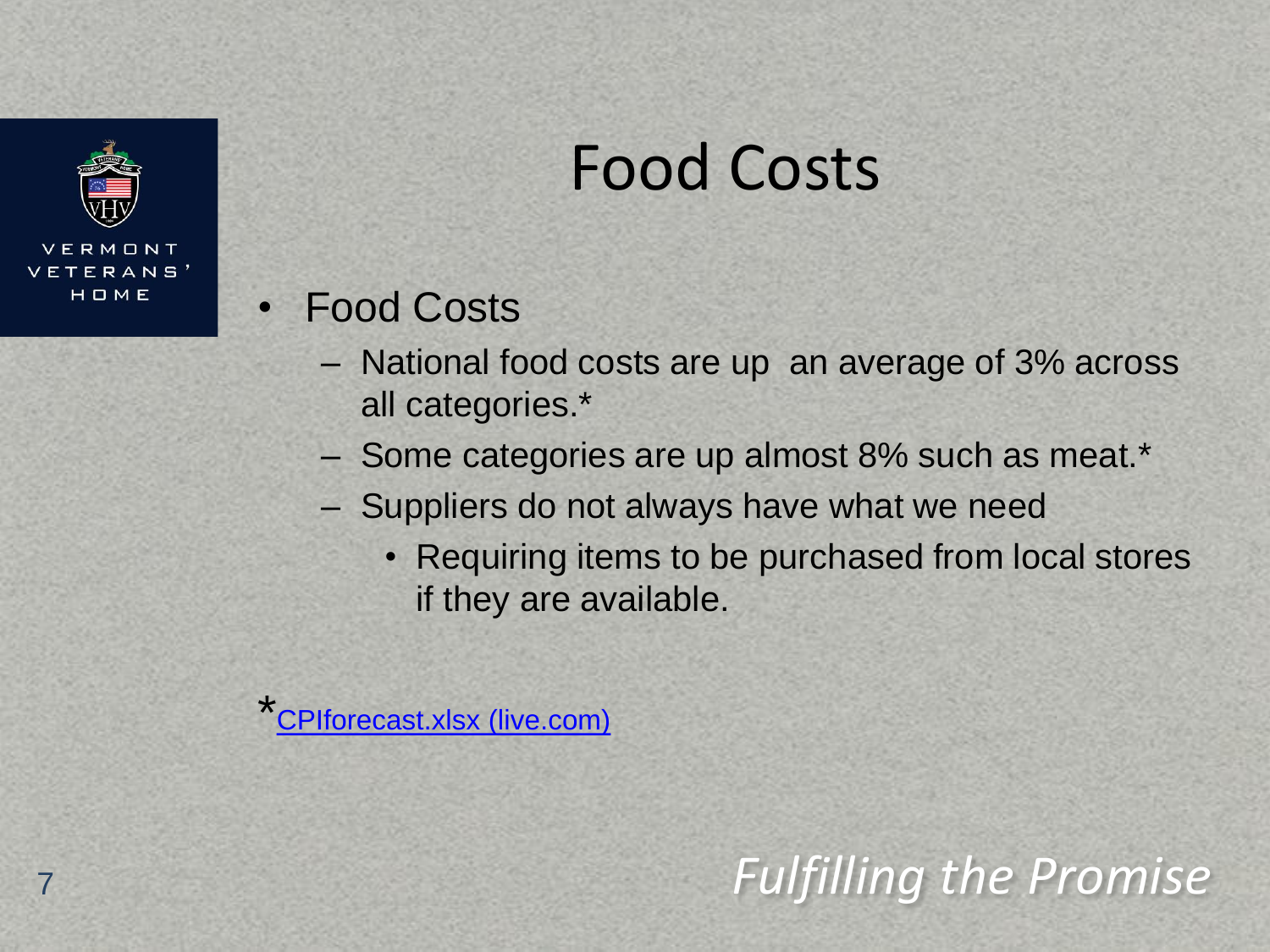# Food Costs

- Food Costs
  - National food costs are up an average of 3% across all categories.*
  - Some categories are up almost 8% such as meat.*
  - Suppliers do not always have what we need
    - Requiring items to be purchased from local stores if they are available.

*CPIforecast.xlsx (live.com)

*Fulfilling the Promise*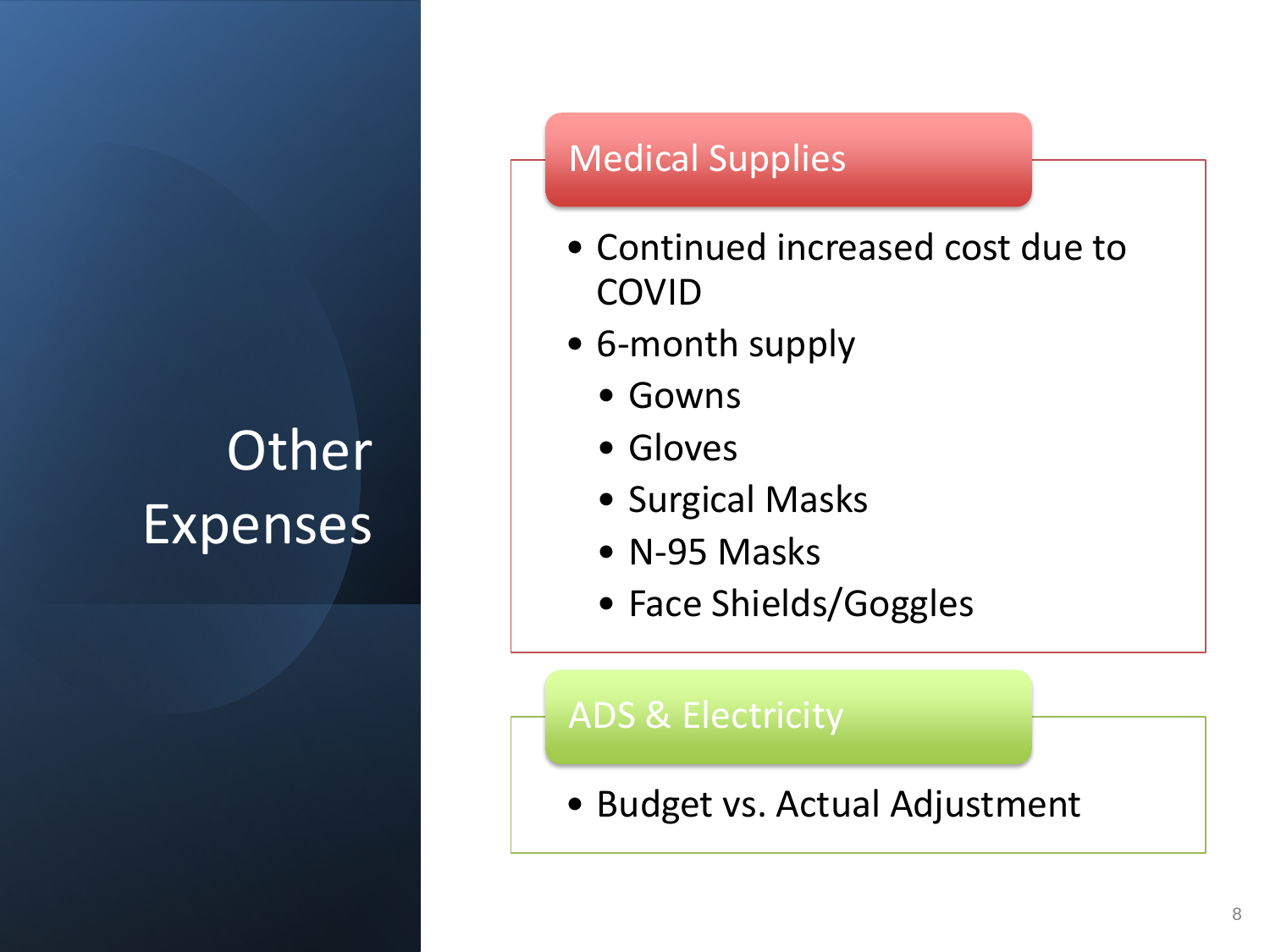# Other Expenses

## Medical Supplies

- Continued increased cost due to COVID
- 6-month supply
  - Gowns
  - Gloves
  - Surgical Masks
  - N-95 Masks
  - Face Shields/Goggles

## ADS & Electricity

- Budget vs. Actual Adjustment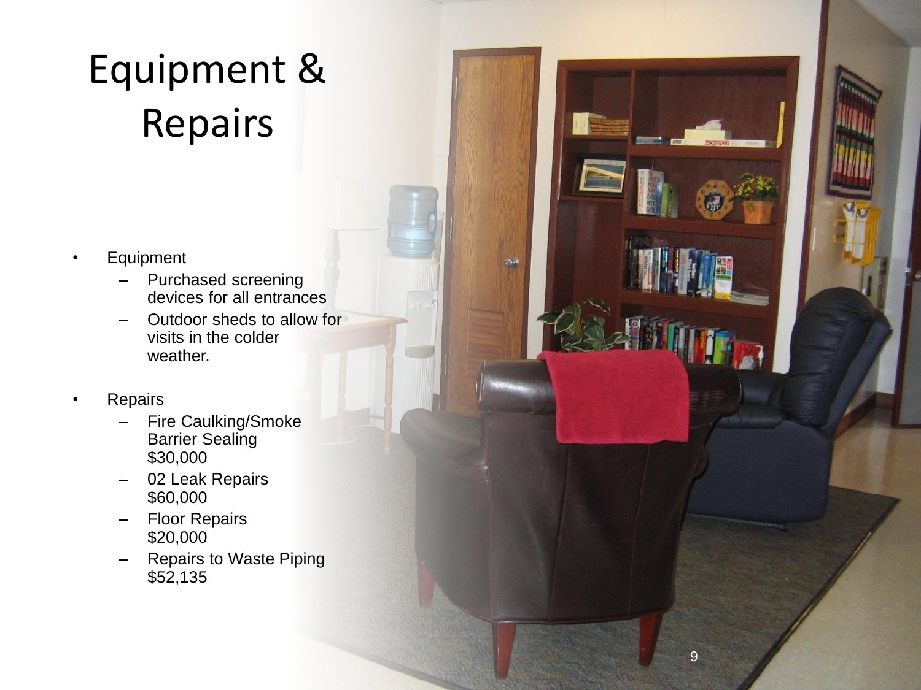# Equipment & Repairs

- Equipment
  - Purchased screening devices for all entrances
  - Outdoor sheds to allow for visits in the colder weather.
- Repairs
  - Fire Caulking/Smoke Barrier Sealing $30,000
  - 02 Leak Repairs $60,000
  - Floor Repairs $20,000
  - Repairs to Waste Piping $52,135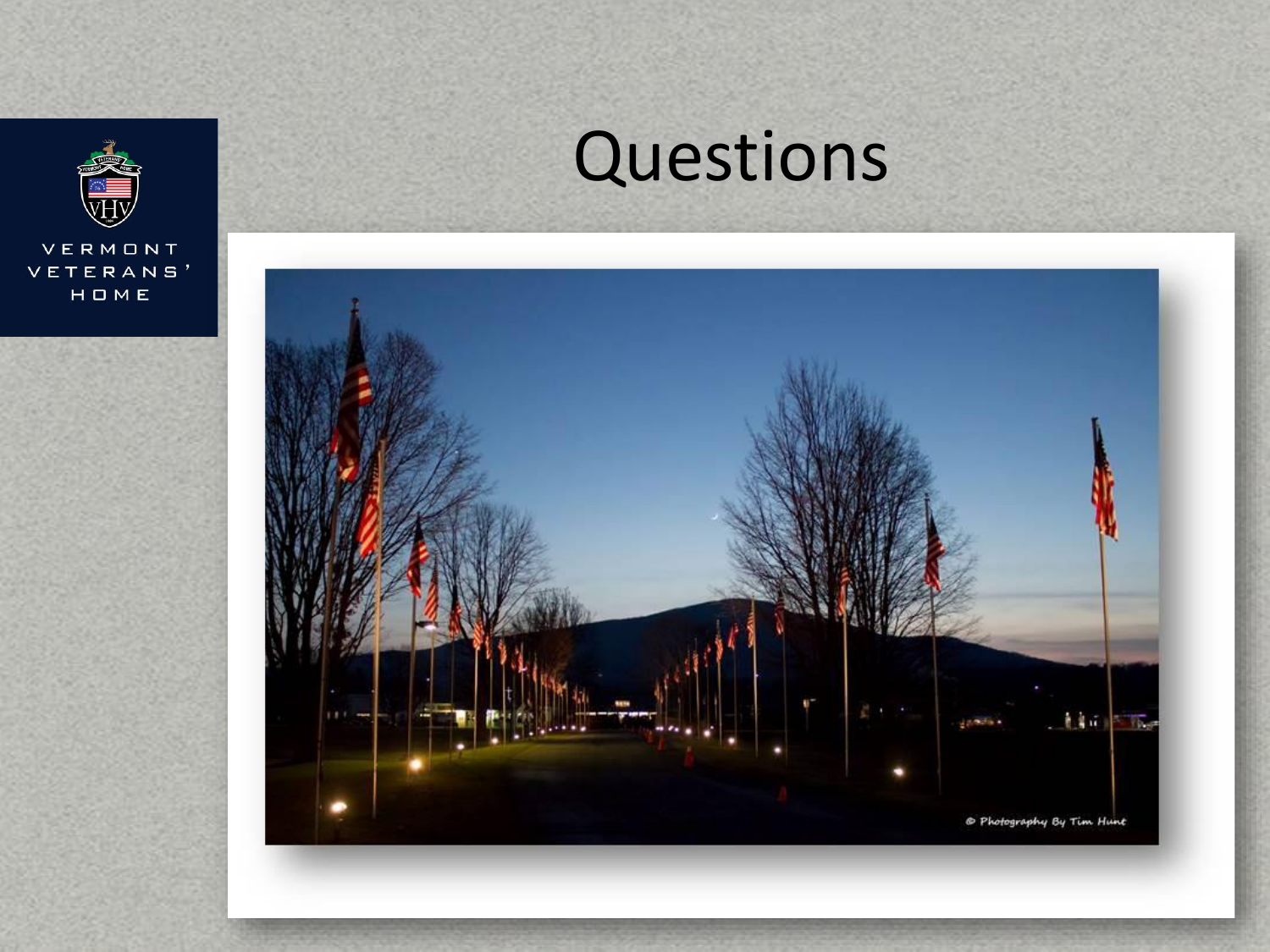VERMONT VETERANS' HOME

# Questions

© Photography By Tim Hunt